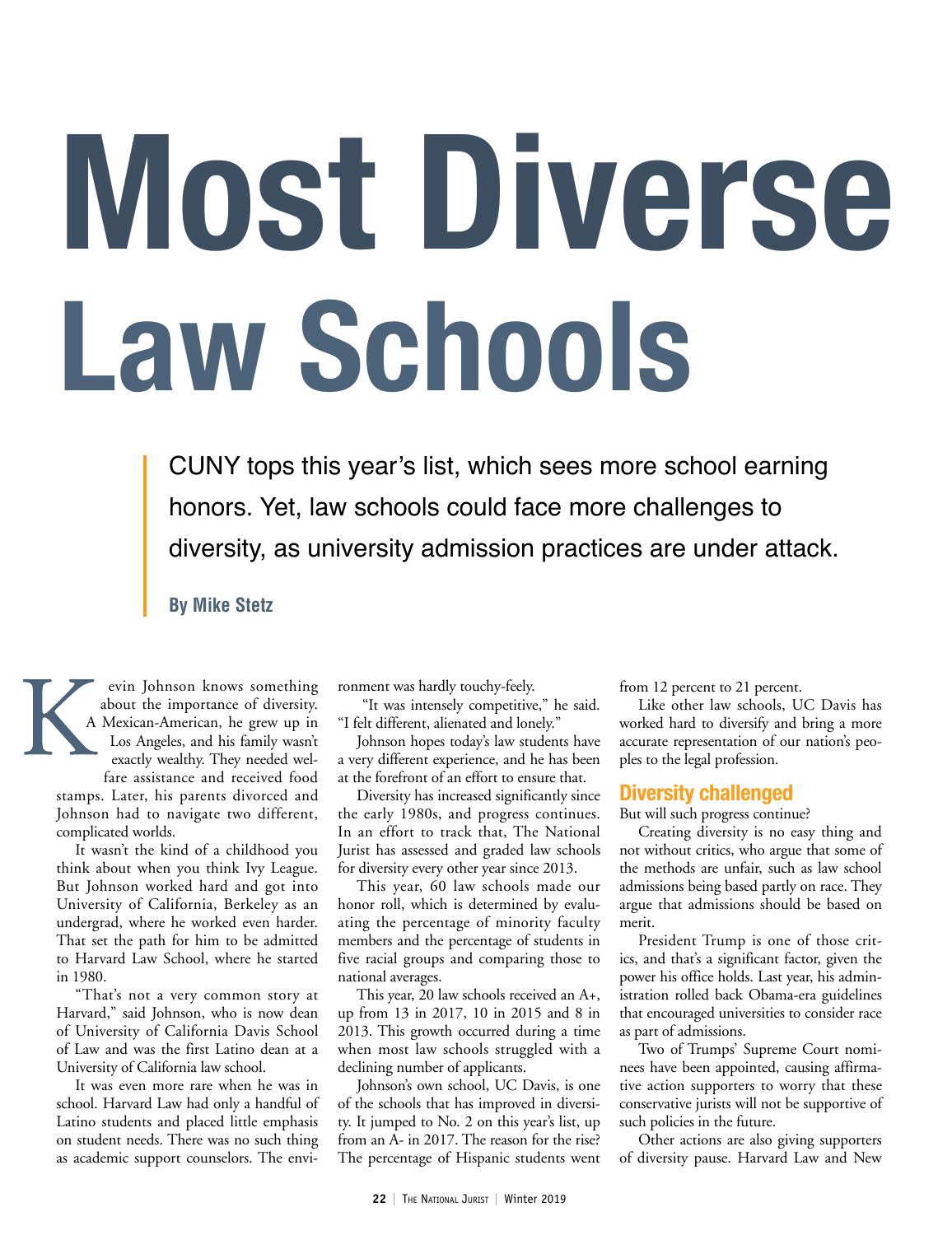# Most Diverse Law Schools

CUNY tops this year's list, which sees more school earning honors. Yet, law schools could face more challenges to diversity, as university admission practices are under attack.

**By Mike Stetz**

Kevin Johnson knows something about the importance of diversity. A Mexican-American, he grew up in Los Angeles, and his family wasn't exactly wealthy. They needed welfare assistance and received food stamps. Later, his parents divorced and Johnson had to navigate two different, complicated worlds.

It wasn't the kind of a childhood you think about when you think Ivy League. But Johnson worked hard and got into University of California, Berkeley as an undergrad, where he worked even harder. That set the path for him to be admitted to Harvard Law School, where he started in 1980.

"That's not a very common story at Harvard," said Johnson, who is now dean of University of California Davis School of Law and was the first Latino dean at a University of California law school.

It was even more rare when he was in school. Harvard Law had only a handful of Latino students and placed little emphasis on student needs. There was no such thing as academic support counselors. The environment was hardly touchy-feely.

"It was intensely competitive," he said. "I felt different, alienated and lonely."

Johnson hopes today's law students have a very different experience, and he has been at the forefront of an effort to ensure that.

Diversity has increased significantly since the early 1980s, and progress continues. In an effort to track that, The National Jurist has assessed and graded law schools for diversity every other year since 2013.

This year, 60 law schools made our honor roll, which is determined by evaluating the percentage of minority faculty members and the percentage of students in five racial groups and comparing those to national averages.

This year, 20 law schools received an A+, up from 13 in 2017, 10 in 2015 and 8 in 2013. This growth occurred during a time when most law schools struggled with a declining number of applicants.

Johnson's own school, UC Davis, is one of the schools that has improved in diversity. It jumped to No. 2 on this year's list, up from an A- in 2017. The reason for the rise? The percentage of Hispanic students went from 12 percent to 21 percent.

Like other law schools, UC Davis has worked hard to diversify and bring a more accurate representation of our nation's peoples to the legal profession.

## Diversity challenged

But will such progress continue?

Creating diversity is no easy thing and not without critics, who argue that some of the methods are unfair, such as law school admissions being based partly on race. They argue that admissions should be based on merit.

President Trump is one of those critics, and that's a significant factor, given the power his office holds. Last year, his administration rolled back Obama-era guidelines that encouraged universities to consider race as part of admissions.

Two of Trumps' Supreme Court nominees have been appointed, causing affirmative action supporters to worry that these conservative jurists will not be supportive of such policies in the future.

Other actions are also giving supporters of diversity pause. Harvard Law and New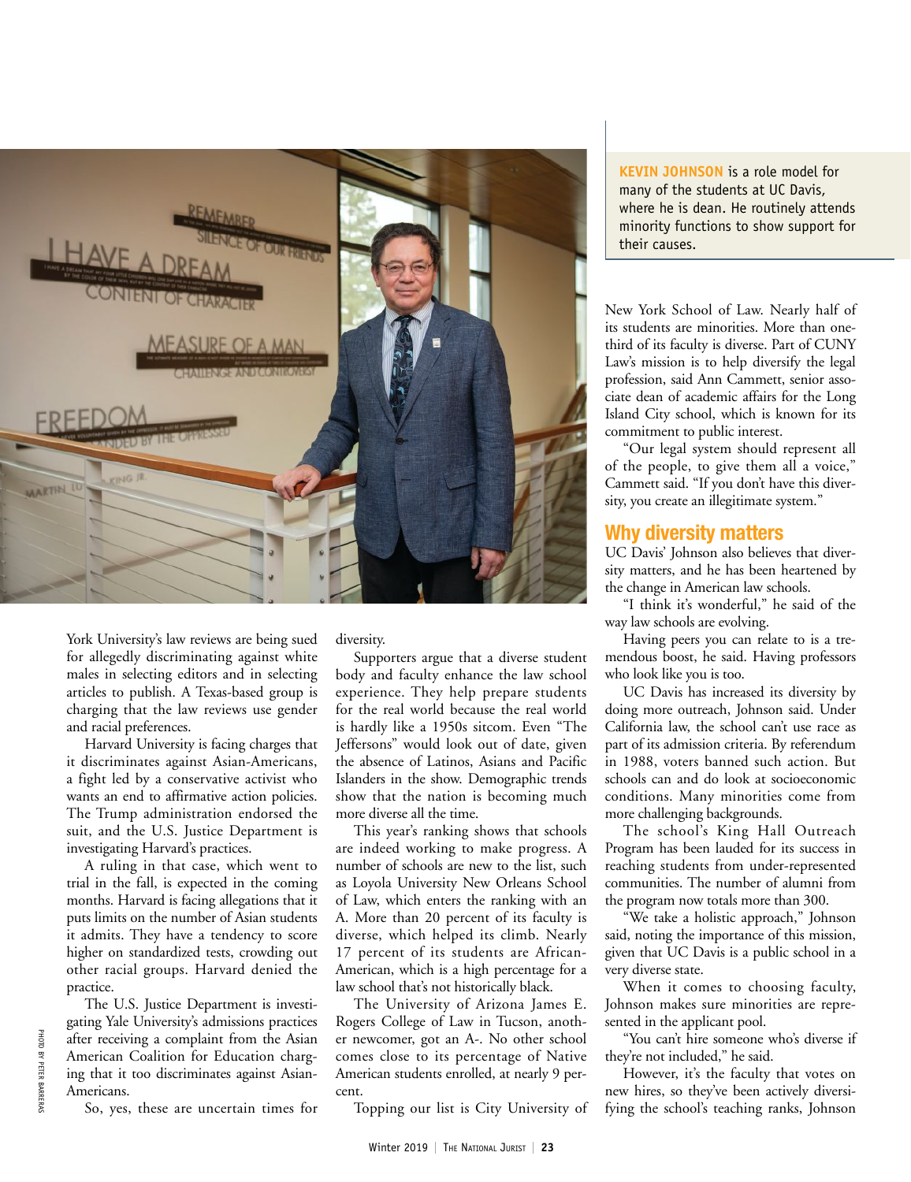**KEVIN JOHNSON** is a role model for many of the students at UC Davis, where he is dean. He routinely attends minority functions to show support for their causes.

York University's law reviews are being sued for allegedly discriminating against white males in selecting editors and in selecting articles to publish. A Texas-based group is charging that the law reviews use gender and racial preferences.

Harvard University is facing charges that it discriminates against Asian-Americans, a fight led by a conservative activist who wants an end to affirmative action policies. The Trump administration endorsed the suit, and the U.S. Justice Department is investigating Harvard's practices.

A ruling in that case, which went to trial in the fall, is expected in the coming months. Harvard is facing allegations that it puts limits on the number of Asian students it admits. They have a tendency to score higher on standardized tests, crowding out other racial groups. Harvard denied the practice.

The U.S. Justice Department is investigating Yale University's admissions practices after receiving a complaint from the Asian American Coalition for Education charging that it too discriminates against Asian-Americans.

So, yes, these are uncertain times for diversity.

Supporters argue that a diverse student body and faculty enhance the law school experience. They help prepare students for the real world because the real world is hardly like a 1950s sitcom. Even "The Jeffersons" would look out of date, given the absence of Latinos, Asians and Pacific Islanders in the show. Demographic trends show that the nation is becoming much more diverse all the time.

This year's ranking shows that schools are indeed working to make progress. A number of schools are new to the list, such as Loyola University New Orleans School of Law, which enters the ranking with an A. More than 20 percent of its faculty is diverse, which helped its climb. Nearly 17 percent of its students are African-American, which is a high percentage for a law school that's not historically black.

The University of Arizona James E. Rogers College of Law in Tucson, another newcomer, got an A-. No other school comes close to its percentage of Native American students enrolled, at nearly 9 percent.

Topping our list is City University of New York School of Law. Nearly half of its students are minorities. More than one-third of its faculty is diverse. Part of CUNY Law's mission is to help diversify the legal profession, said Ann Cammett, senior associate dean of academic affairs for the Long Island City school, which is known for its commitment to public interest.

"Our legal system should represent all of the people, to give them all a voice," Cammett said. "If you don't have this diversity, you create an illegitimate system."

## Why diversity matters

UC Davis' Johnson also believes that diversity matters, and he has been heartened by the change in American law schools.

"I think it's wonderful," he said of the way law schools are evolving.

Having peers you can relate to is a tremendous boost, he said. Having professors who look like you is too.

UC Davis has increased its diversity by doing more outreach, Johnson said. Under California law, the school can't use race as part of its admission criteria. By referendum in 1988, voters banned such action. But schools can and do look at socioeconomic conditions. Many minorities come from more challenging backgrounds.

The school's King Hall Outreach Program has been lauded for its success in reaching students from under-represented communities. The number of alumni from the program now totals more than 300.

"We take a holistic approach," Johnson said, noting the importance of this mission, given that UC Davis is a public school in a very diverse state.

When it comes to choosing faculty, Johnson makes sure minorities are represented in the applicant pool.

"You can't hire someone who's diverse if they're not included," he said.

However, it's the faculty that votes on new hires, so they've been actively diversifying the school's teaching ranks, Johnson

PHOTO BY PETER BARRERAS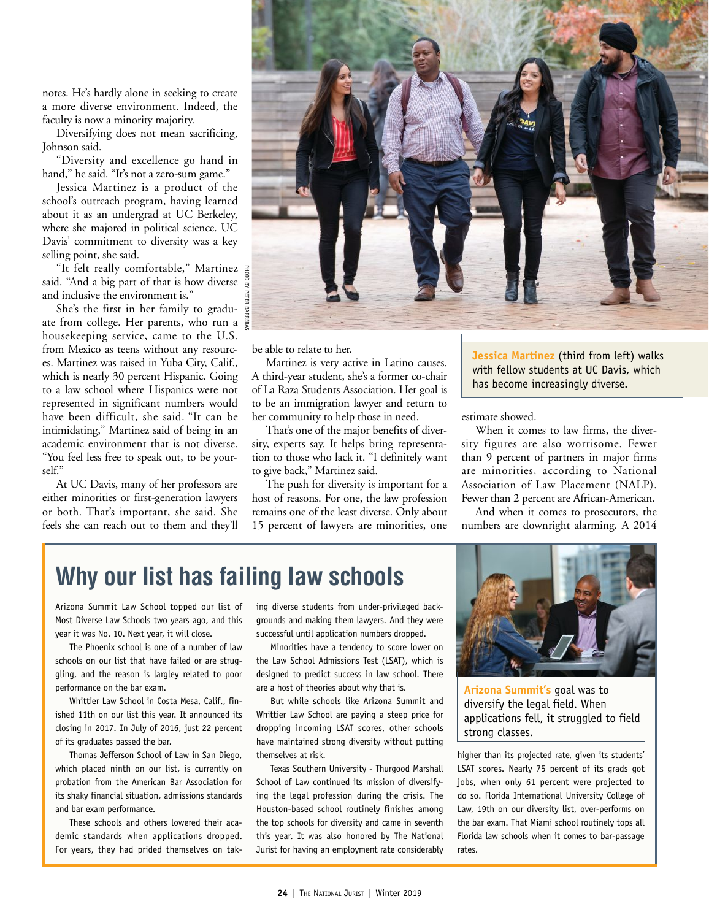notes. He's hardly alone in seeking to create a more diverse environment. Indeed, the faculty is now a minority majority.

Diversifying does not mean sacrificing, Johnson said.

"Diversity and excellence go hand in hand," he said. "It's not a zero-sum game."

Jessica Martinez is a product of the school's outreach program, having learned about it as an undergrad at UC Berkeley, where she majored in political science. UC Davis' commitment to diversity was a key selling point, she said.

"It felt really comfortable," Martinez said. "And a big part of that is how diverse and inclusive the environment is."

She's the first in her family to graduate from college. Her parents, who run a housekeeping service, came to the U.S. from Mexico as teens without any resources. Martinez was raised in Yuba City, Calif., which is nearly 30 percent Hispanic. Going to a law school where Hispanics were not represented in significant numbers would have been difficult, she said. "It can be intimidating," Martinez said of being in an academic environment that is not diverse. "You feel less free to speak out, to be yourself."

At UC Davis, many of her professors are either minorities or first-generation lawyers or both. That's important, she said. She feels she can reach out to them and they'll be able to relate to her.

PHOTO BY PETER BARRERAS

**Jessica Martinez** (third from left) walks with fellow students at UC Davis, which has become increasingly diverse.

Martinez is very active in Latino causes. A third-year student, she's a former co-chair of La Raza Students Association. Her goal is to be an immigration lawyer and return to her community to help those in need.

That's one of the major benefits of diversity, experts say. It helps bring representation to those who lack it. "I definitely want to give back," Martinez said.

The push for diversity is important for a host of reasons. For one, the law profession remains one of the least diverse. Only about 15 percent of lawyers are minorities, one estimate showed.

When it comes to law firms, the diversity figures are also worrisome. Fewer than 9 percent of partners in major firms are minorities, according to National Association of Law Placement (NALP). Fewer than 2 percent are African-American.

And when it comes to prosecutors, the numbers are downright alarming. A 2014

## Why our list has failing law schools

Arizona Summit Law School topped our list of Most Diverse Law Schools two years ago, and this year it was No. 10. Next year, it will close.

The Phoenix school is one of a number of law schools on our list that have failed or are struggling, and the reason is largley related to poor performance on the bar exam.

Whittier Law School in Costa Mesa, Calif., finished 11th on our list this year. It announced its closing in 2017. In July of 2016, just 22 percent of its graduates passed the bar.

Thomas Jefferson School of Law in San Diego, which placed ninth on our list, is currently on probation from the American Bar Association for its shaky financial situation, admissions standards and bar exam performance.

These schools and others lowered their academic standards when applications dropped. For years, they had prided themselves on taking diverse students from under-privileged backgrounds and making them lawyers. And they were successful until application numbers dropped.

Minorities have a tendency to score lower on the Law School Admissions Test (LSAT), which is designed to predict success in law school. There are a host of theories about why that is.

But while schools like Arizona Summit and Whittier Law School are paying a steep price for dropping incoming LSAT scores, other schools have maintained strong diversity without putting themselves at risk.

Texas Southern University - Thurgood Marshall School of Law continued its mission of diversifying the legal profession during the crisis. The Houston-based school routinely finishes among the top schools for diversity and came in seventh this year. It was also honored by The National Jurist for having an employment rate considerably higher than its projected rate, given its students' LSAT scores. Nearly 75 percent of its grads got jobs, when only 61 percent were projected to do so. Florida International University College of Law, 19th on our diversity list, over-performs on the bar exam. That Miami school routinely tops all Florida law schools when it comes to bar-passage rates.

**Arizona Summit's** goal was to diversify the legal field. When applications fell, it struggled to field strong classes.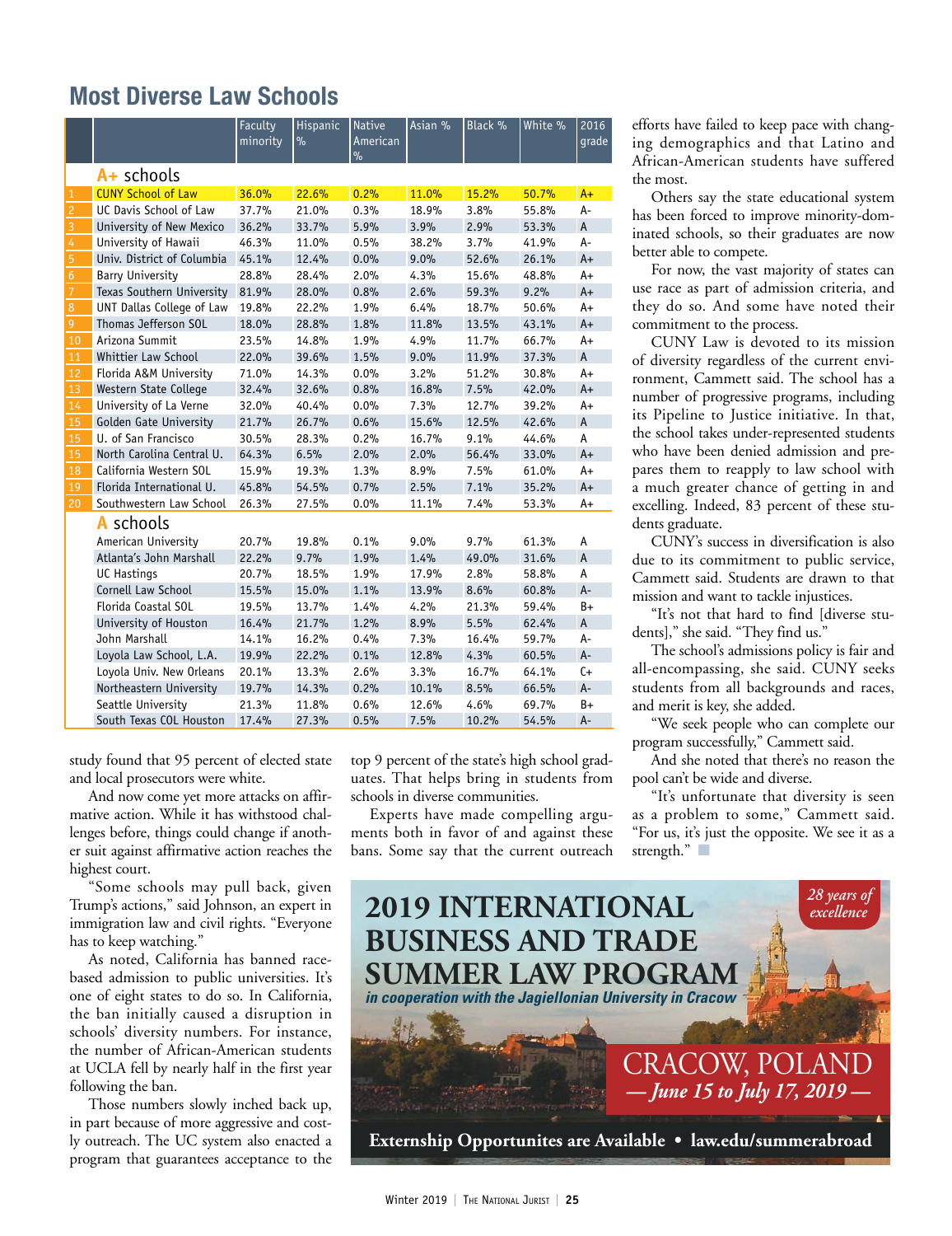## Most Diverse Law Schools

| | | Faculty minority | Hispanic % | Native American % | Asian % | Black % | White % | 2016 grade |
|---|---|---|---|---|---|---|---|---|
| | **A+ schools** | | | | | | | |
| 1 | CUNY School of Law | 36.0% | 22.6% | 0.2% | 11.0% | 15.2% | 50.7% | A+ |
| 2 | UC Davis School of Law | 37.7% | 21.0% | 0.3% | 18.9% | 3.8% | 55.8% | A- |
| 3 | University of New Mexico | 36.2% | 33.7% | 5.9% | 3.9% | 2.9% | 53.3% | A |
| 4 | University of Hawaii | 46.3% | 11.0% | 0.5% | 38.2% | 3.7% | 41.9% | A- |
| 5 | Univ. District of Columbia | 45.1% | 12.4% | 0.0% | 9.0% | 52.6% | 26.1% | A+ |
| 6 | Barry University | 28.8% | 28.4% | 2.0% | 4.3% | 15.6% | 48.8% | A+ |
| 7 | Texas Southern University | 81.9% | 28.0% | 0.8% | 2.6% | 59.3% | 9.2% | A+ |
| 8 | UNT Dallas College of Law | 19.8% | 22.2% | 1.9% | 6.4% | 18.7% | 50.6% | A+ |
| 9 | Thomas Jefferson SOL | 18.0% | 28.8% | 1.8% | 11.8% | 13.5% | 43.1% | A+ |
| 10 | Arizona Summit | 23.5% | 14.8% | 1.9% | 4.9% | 11.7% | 66.7% | A+ |
| 11 | Whittier Law School | 22.0% | 39.6% | 1.5% | 9.0% | 11.9% | 37.3% | A |
| 12 | Florida A&M University | 71.0% | 14.3% | 0.0% | 3.2% | 51.2% | 30.8% | A+ |
| 13 | Western State College | 32.4% | 32.6% | 0.8% | 16.8% | 7.5% | 42.0% | A+ |
| 14 | University of La Verne | 32.0% | 40.4% | 0.0% | 7.3% | 12.7% | 39.2% | A+ |
| 15 | Golden Gate University | 21.7% | 26.7% | 0.6% | 15.6% | 12.5% | 42.6% | A |
| 15 | U. of San Francisco | 30.5% | 28.3% | 0.2% | 16.7% | 9.1% | 44.6% | A |
| 15 | North Carolina Central U. | 64.3% | 6.5% | 2.0% | 2.0% | 56.4% | 33.0% | A+ |
| 18 | California Western SOL | 15.9% | 19.3% | 1.3% | 8.9% | 7.5% | 61.0% | A+ |
| 19 | Florida International U. | 45.8% | 54.5% | 0.7% | 2.5% | 7.1% | 35.2% | A+ |
| 20 | Southwestern Law School | 26.3% | 27.5% | 0.0% | 11.1% | 7.4% | 53.3% | A+ |
| | **A schools** | | | | | | | |
| | American University | 20.7% | 19.8% | 0.1% | 9.0% | 9.7% | 61.3% | A |
| | Atlanta's John Marshall | 22.2% | 9.7% | 1.9% | 1.4% | 49.0% | 31.6% | A |
| | UC Hastings | 20.7% | 18.5% | 1.9% | 17.9% | 2.8% | 58.8% | A |
| | Cornell Law School | 15.5% | 15.0% | 1.1% | 13.9% | 8.6% | 60.8% | A- |
| | Florida Coastal SOL | 19.5% | 13.7% | 1.4% | 4.2% | 21.3% | 59.4% | B+ |
| | University of Houston | 16.4% | 21.7% | 1.2% | 8.9% | 5.5% | 62.4% | A |
| | John Marshall | 14.1% | 16.2% | 0.4% | 7.3% | 16.4% | 59.7% | A- |
| | Loyola Law School, L.A. | 19.9% | 22.2% | 0.1% | 12.8% | 4.3% | 60.5% | A- |
| | Loyola Univ. New Orleans | 20.1% | 13.3% | 2.6% | 3.3% | 16.7% | 64.1% | C+ |
| | Northeastern University | 19.7% | 14.3% | 0.2% | 10.1% | 8.5% | 66.5% | A- |
| | Seattle University | 21.3% | 11.8% | 0.6% | 12.6% | 4.6% | 69.7% | B+ |
| | South Texas COL Houston | 17.4% | 27.3% | 0.5% | 7.5% | 10.2% | 54.5% | A- |

study found that 95 percent of elected state and local prosecutors were white.

And now come yet more attacks on affirmative action. While it has withstood challenges before, things could change if another suit against affirmative action reaches the highest court.

"Some schools may pull back, given Trump's actions," said Johnson, an expert in immigration law and civil rights. "Everyone has to keep watching."

As noted, California has banned race-based admission to public universities. It's one of eight states to do so. In California, the ban initially caused a disruption in schools' diversity numbers. For instance, the number of African-American students at UCLA fell by nearly half in the first year following the ban.

Those numbers slowly inched back up, in part because of more aggressive and costly outreach. The UC system also enacted a program that guarantees acceptance to the top 9 percent of the state's high school graduates. That helps bring in students from schools in diverse communities.

Experts have made compelling arguments both in favor of and against these bans. Some say that the current outreach efforts have failed to keep pace with changing demographics and that Latino and African-American students have suffered the most.

Others say the state educational system has been forced to improve minority-dominated schools, so their graduates are now better able to compete.

For now, the vast majority of states can use race as part of admission criteria, and they do so. And some have noted their commitment to the process.

CUNY Law is devoted to its mission of diversity regardless of the current environment, Cammett said. The school has a number of progressive programs, including its Pipeline to Justice initiative. In that, the school takes under-represented students who have been denied admission and prepares them to reapply to law school with a much greater chance of getting in and excelling. Indeed, 83 percent of these students graduate.

CUNY's success in diversification is also due to its commitment to public service, Cammett said. Students are drawn to that mission and want to tackle injustices.

"It's not that hard to find [diverse students]," she said. "They find us."

The school's admissions policy is fair and all-encompassing, she said. CUNY seeks students from all backgrounds and races, and merit is key, she added.

"We seek people who can complete our program successfully," Cammett said.

And she noted that there's no reason the pool can't be wide and diverse.

"It's unfortunate that diversity is seen as a problem to some," Cammett said. "For us, it's just the opposite. We see it as a strength."

**2019 INTERNATIONAL BUSINESS AND TRADE SUMMER LAW PROGRAM**

*in cooperation with the Jagiellonian University in Cracow*

*28 years of excellence*

CRACOW, POLAND

*— June 15 to July 17, 2019 —*

**Externship Opportunites are Available • law.edu/summerabroad**